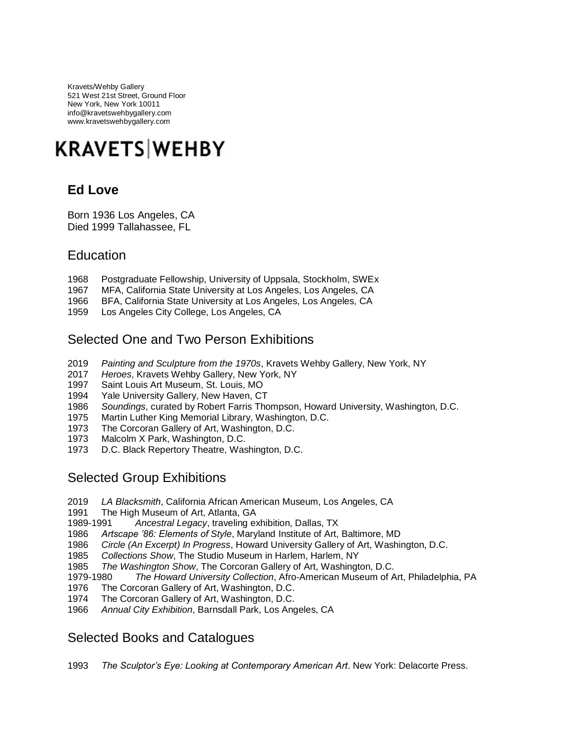Kravets/Wehby Gallery
521 West 21st Street, Ground Floor
New York, New York 10011
info@kravetswehbygallery.com
www.kravetswehbygallery.com

KRAVETS|WEHBY

## Ed Love

Born 1936 Los Angeles, CA
Died 1999 Tallahassee, FL

## Education

1968 Postgraduate Fellowship, University of Uppsala, Stockholm, SWEx
1967 MFA, California State University at Los Angeles, Los Angeles, CA
1966 BFA, California State University at Los Angeles, Los Angeles, CA
1959 Los Angeles City College, Los Angeles, CA

## Selected One and Two Person Exhibitions

2019 *Painting and Sculpture from the 1970s*, Kravets Wehby Gallery, New York, NY
2017 *Heroes*, Kravets Wehby Gallery, New York, NY
1997 Saint Louis Art Museum, St. Louis, MO
1994 Yale University Gallery, New Haven, CT
1986 *Soundings*, curated by Robert Farris Thompson, Howard University, Washington, D.C.
1975 Martin Luther King Memorial Library, Washington, D.C.
1973 The Corcoran Gallery of Art, Washington, D.C.
1973 Malcolm X Park, Washington, D.C.
1973 D.C. Black Repertory Theatre, Washington, D.C.

## Selected Group Exhibitions

2019 *LA Blacksmith*, California African American Museum, Los Angeles, CA
1991 The High Museum of Art, Atlanta, GA
1989-1991 *Ancestral Legacy*, traveling exhibition, Dallas, TX
1986 *Artscape '86: Elements of Style*, Maryland Institute of Art, Baltimore, MD
1986 *Circle (An Excerpt) In Progress*, Howard University Gallery of Art, Washington, D.C.
1985 *Collections Show*, The Studio Museum in Harlem, Harlem, NY
1985 *The Washington Show*, The Corcoran Gallery of Art, Washington, D.C.
1979-1980 *The Howard University Collection*, Afro-American Museum of Art, Philadelphia, PA
1976 The Corcoran Gallery of Art, Washington, D.C.
1974 The Corcoran Gallery of Art, Washington, D.C.
1966 *Annual City Exhibition*, Barnsdall Park, Los Angeles, CA

## Selected Books and Catalogues

1993 *The Sculptor's Eye: Looking at Contemporary American Art*. New York: Delacorte Press.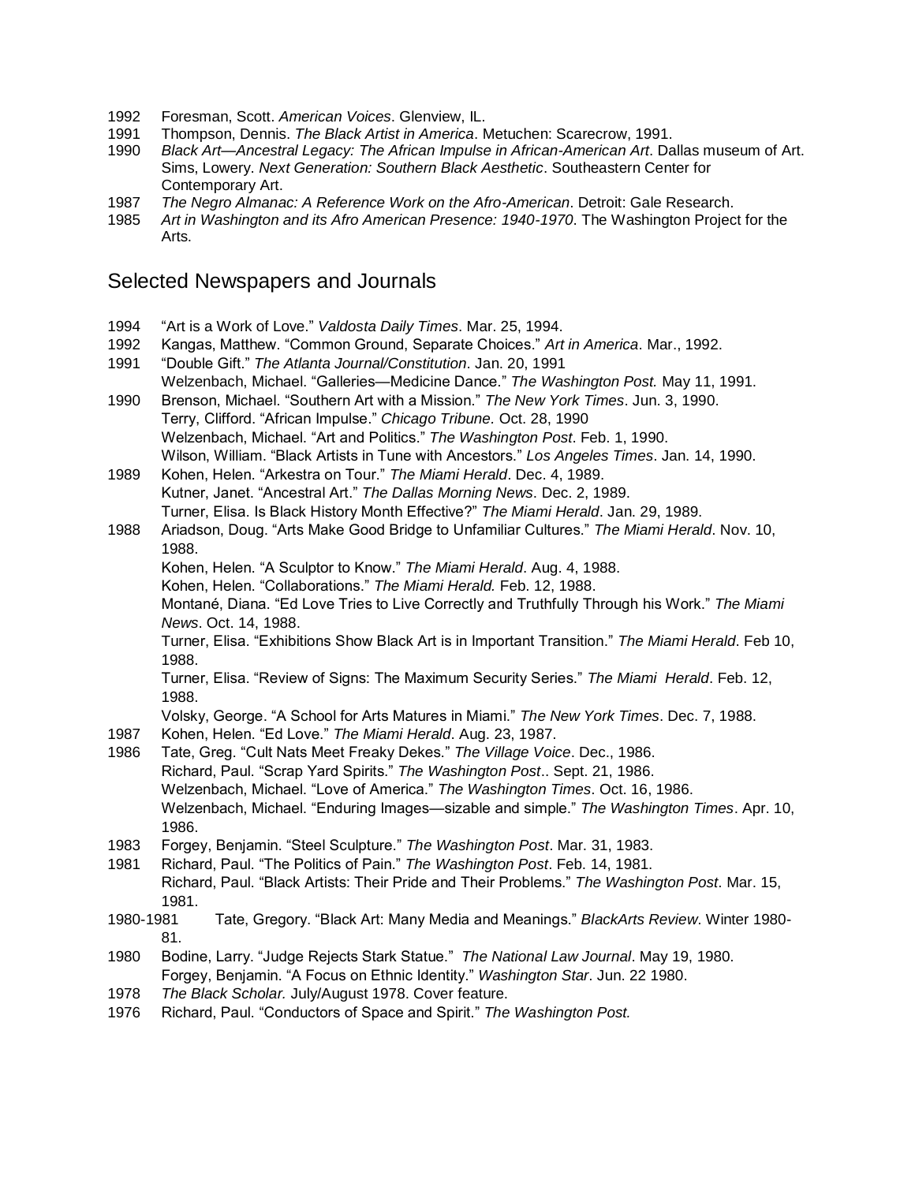1992 Foresman, Scott. *American Voices*. Glenview, IL.
1991 Thompson, Dennis. *The Black Artist in America*. Metuchen: Scarecrow, 1991.
1990 *Black Art—Ancestral Legacy: The African Impulse in African-American Art*. Dallas museum of Art.
Sims, Lowery. *Next Generation: Southern Black Aesthetic*. Southeastern Center for Contemporary Art.
1987 *The Negro Almanac: A Reference Work on the Afro-American*. Detroit: Gale Research.
1985 *Art in Washington and its Afro American Presence: 1940-1970*. The Washington Project for the Arts.

## Selected Newspapers and Journals

1994 "Art is a Work of Love." *Valdosta Daily Times*. Mar. 25, 1994.
1992 Kangas, Matthew. "Common Ground, Separate Choices." *Art in America*. Mar., 1992.
1991 "Double Gift." *The Atlanta Journal/Constitution*. Jan. 20, 1991
Welzenbach, Michael. "Galleries—Medicine Dance." *The Washington Post.* May 11, 1991.
1990 Brenson, Michael. "Southern Art with a Mission." *The New York Times*. Jun. 3, 1990.
Terry, Clifford. "African Impulse." *Chicago Tribune*. Oct. 28, 1990
Welzenbach, Michael. "Art and Politics." *The Washington Post*. Feb. 1, 1990.
Wilson, William. "Black Artists in Tune with Ancestors." *Los Angeles Times*. Jan. 14, 1990.
1989 Kohen, Helen. "Arkestra on Tour." *The Miami Herald*. Dec. 4, 1989.
Kutner, Janet. "Ancestral Art." *The Dallas Morning News*. Dec. 2, 1989.
Turner, Elisa. Is Black History Month Effective?" *The Miami Herald*. Jan. 29, 1989.
1988 Ariadson, Doug. "Arts Make Good Bridge to Unfamiliar Cultures." *The Miami Herald*. Nov. 10, 1988.
Kohen, Helen. "A Sculptor to Know." *The Miami Herald*. Aug. 4, 1988.
Kohen, Helen. "Collaborations." *The Miami Herald.* Feb. 12, 1988.
Montané, Diana. "Ed Love Tries to Live Correctly and Truthfully Through his Work." *The Miami News*. Oct. 14, 1988.
Turner, Elisa. "Exhibitions Show Black Art is in Important Transition." *The Miami Herald*. Feb 10, 1988.
Turner, Elisa. "Review of Signs: The Maximum Security Series." *The Miami Herald*. Feb. 12, 1988.
Volsky, George. "A School for Arts Matures in Miami." *The New York Times*. Dec. 7, 1988.
1987 Kohen, Helen. "Ed Love." *The Miami Herald*. Aug. 23, 1987.
1986 Tate, Greg. "Cult Nats Meet Freaky Dekes." *The Village Voice*. Dec., 1986.
Richard, Paul. "Scrap Yard Spirits." *The Washington Post*.. Sept. 21, 1986.
Welzenbach, Michael. "Love of America." *The Washington Times*. Oct. 16, 1986.
Welzenbach, Michael. "Enduring Images—sizable and simple." *The Washington Times*. Apr. 10, 1986.
1983 Forgey, Benjamin. "Steel Sculpture." *The Washington Post*. Mar. 31, 1983.
1981 Richard, Paul. "The Politics of Pain." *The Washington Post*. Feb. 14, 1981.
Richard, Paul. "Black Artists: Their Pride and Their Problems." *The Washington Post*. Mar. 15, 1981.
1980-1981 Tate, Gregory. "Black Art: Many Media and Meanings." *BlackArts Review*. Winter 1980-81.
1980 Bodine, Larry. "Judge Rejects Stark Statue." *The National Law Journal*. May 19, 1980.
Forgey, Benjamin. "A Focus on Ethnic Identity." *Washington Star*. Jun. 22 1980.
1978 *The Black Scholar.* July/August 1978. Cover feature.
1976 Richard, Paul. "Conductors of Space and Spirit." *The Washington Post.*